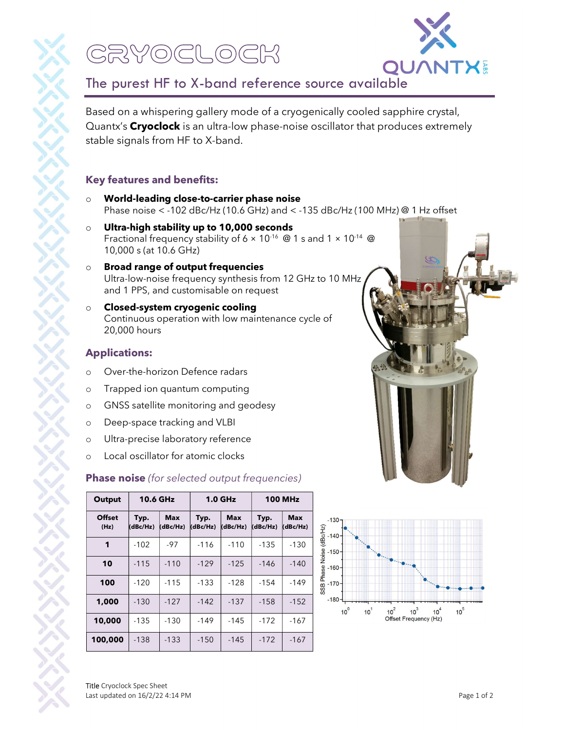# CRYOCLOCK

## The purest HF to X-band reference source available

Based on a whispering gallery mode of a cryogenically cooled sapphire crystal, Quantx's **Cryoclock** is an ultra-low phase-noise oscillator that produces extremely stable signals from HF to X-band.

### Key features and benefits:

- **World-leading close-to-carrier phase noise**
  Phase noise < -102 dBc/Hz (10.6 GHz) and < -135 dBc/Hz (100 MHz) @ 1 Hz offset
- **Ultra-high stability up to 10,000 seconds**
  Fractional frequency stability of $6 \times 10^{-16}$ @ 1 s and $1 \times 10^{-14}$ @ 10,000 s (at 10.6 GHz)
- **Broad range of output frequencies**
  Ultra-low-noise frequency synthesis from 12 GHz to 10 MHz and 1 PPS, and customisable on request
- **Closed-system cryogenic cooling**
  Continuous operation with low maintenance cycle of 20,000 hours

### Applications:

- Over-the-horizon Defence radars
- Trapped ion quantum computing
- GNSS satellite monitoring and geodesy
- Deep-space tracking and VLBI
- Ultra-precise laboratory reference
- Local oscillator for atomic clocks

### Phase noise *(for selected output frequencies)*

| Output | 10.6 GHz | | 1.0 GHz | | 100 MHz | |
|---|---|---|---|---|---|---|
| Offset (Hz) | Typ. (dBc/Hz) | Max (dBc/Hz) | Typ. (dBc/Hz) | Max (dBc/Hz) | Typ. (dBc/Hz) | Max (dBc/Hz) |
| **1** | -102 | -97 | -116 | -110 | -135 | -130 |
| **10** | -115 | -110 | -129 | -125 | -146 | -140 |
| **100** | -120 | -115 | -133 | -128 | -154 | -149 |
| **1,000** | -130 | -127 | -142 | -137 | -158 | -152 |
| **10,000** | -135 | -130 | -149 | -145 | -172 | -167 |
| **100,000** | -138 | -133 | -150 | -145 | -172 | -167 |

Title Cryoclock Spec Sheet
Last updated on 16/2/22 4:14 PM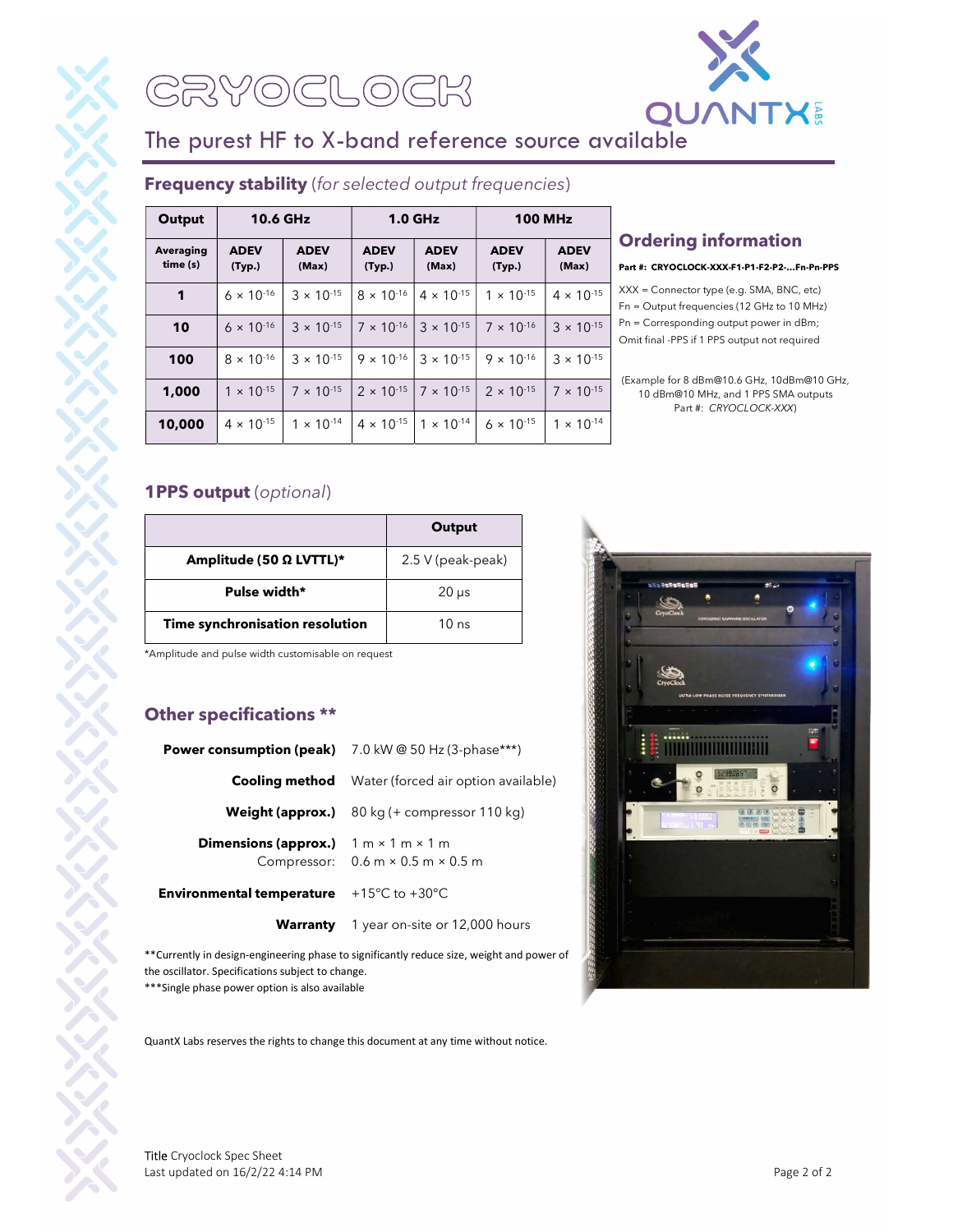# CRYOCLOCK

QUANTX LABS

The purest HF to X-band reference source available

## Frequency stability (*for selected output frequencies*)

| Output | 10.6 GHz | | 1.0 GHz | | 100 MHz | |
|---|---|---|---|---|---|---|
| Averaging time (s) | ADEV (Typ.) | ADEV (Max) | ADEV (Typ.) | ADEV (Max) | ADEV (Typ.) | ADEV (Max) |
| **1** | $6 \times 10^{-16}$ | $3 \times 10^{-15}$ | $8 \times 10^{-16}$ | $4 \times 10^{-15}$ | $1 \times 10^{-15}$ | $4 \times 10^{-15}$ |
| **10** | $6 \times 10^{-16}$ | $3 \times 10^{-15}$ | $7 \times 10^{-16}$ | $3 \times 10^{-15}$ | $7 \times 10^{-16}$ | $3 \times 10^{-15}$ |
| **100** | $8 \times 10^{-16}$ | $3 \times 10^{-15}$ | $9 \times 10^{-16}$ | $3 \times 10^{-15}$ | $9 \times 10^{-16}$ | $3 \times 10^{-15}$ |
| **1,000** | $1 \times 10^{-15}$ | $7 \times 10^{-15}$ | $2 \times 10^{-15}$ | $7 \times 10^{-15}$ | $2 \times 10^{-15}$ | $7 \times 10^{-15}$ |
| **10,000** | $4 \times 10^{-15}$ | $1 \times 10^{-14}$ | $4 \times 10^{-15}$ | $1 \times 10^{-14}$ | $6 \times 10^{-15}$ | $1 \times 10^{-14}$ |

## Ordering information

**Part #: CRYOCLOCK-XXX-F1-P1-F2-P2-...Fn-Pn-PPS**

XXX = Connector type (e.g. SMA, BNC, etc)
Fn = Output frequencies (12 GHz to 10 MHz)
Pn = Corresponding output power in dBm;
Omit final -PPS if 1 PPS output not required

(Example for 8 dBm@10.6 GHz, 10dBm@10 GHz, 10 dBm@10 MHz, and 1 PPS SMA outputs
Part #: *CRYOCLOCK-XXX*)

## 1PPS output (*optional*)

| | Output |
|---|---|
| **Amplitude (50 Ω LVTTL)*** | 2.5 V (peak-peak) |
| **Pulse width*** | 20 μs |
| **Time synchronisation resolution** | 10 ns |

*Amplitude and pulse width customisable on request

## Other specifications **

| | |
|---|---|
| **Power consumption (peak)** | 7.0 kW @ 50 Hz (3-phase***) |
| **Cooling method** | Water (forced air option available) |
| **Weight (approx.)** | 80 kg (+ compressor 110 kg) |
| **Dimensions (approx.)** | 1 m × 1 m × 1 m |
| Compressor: | 0.6 m × 0.5 m × 0.5 m |
| **Environmental temperature** | +15°C to +30°C |
| **Warranty** | 1 year on-site or 12,000 hours |

**Currently in design-engineering phase to significantly reduce size, weight and power of the oscillator. Specifications subject to change.
***Single phase power option is also available

QuantX Labs reserves the rights to change this document at any time without notice.

Title Cryoclock Spec Sheet
Last updated on 16/2/22 4:14 PM